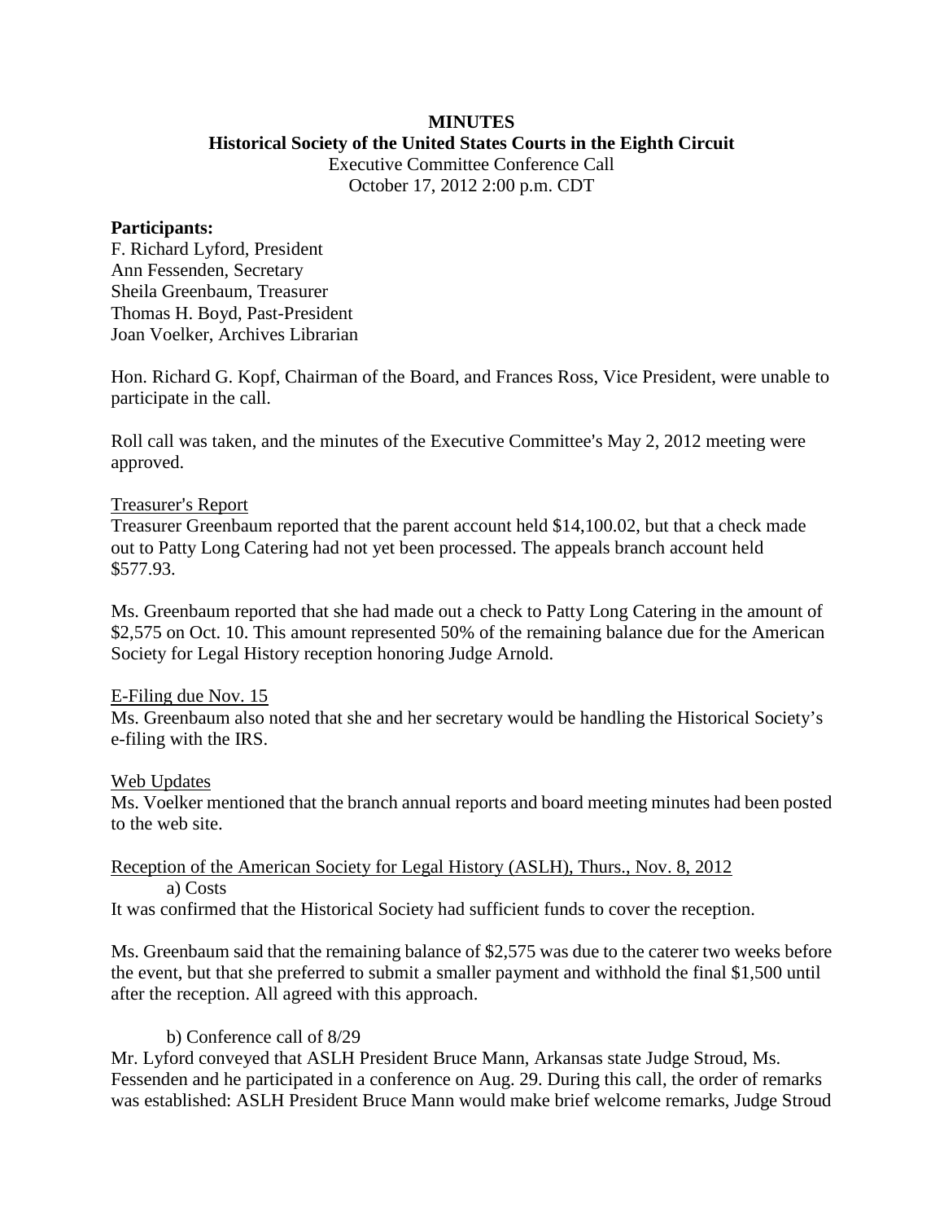**MINUTES**

**Historical Society of the United States Courts in the Eighth Circuit**

Executive Committee Conference Call

October 17, 2012 2:00 p.m. CDT

**Participants:**

F. Richard Lyford, President
Ann Fessenden, Secretary
Sheila Greenbaum, Treasurer
Thomas H. Boyd, Past-President
Joan Voelker, Archives Librarian

Hon. Richard G. Kopf, Chairman of the Board, and Frances Ross, Vice President, were unable to participate in the call.

Roll call was taken, and the minutes of the Executive Committee's May 2, 2012 meeting were approved.

Treasurer's Report

Treasurer Greenbaum reported that the parent account held $14,100.02, but that a check made out to Patty Long Catering had not yet been processed. The appeals branch account held $577.93.

Ms. Greenbaum reported that she had made out a check to Patty Long Catering in the amount of $2,575 on Oct. 10. This amount represented 50% of the remaining balance due for the American Society for Legal History reception honoring Judge Arnold.

E-Filing due Nov. 15

Ms. Greenbaum also noted that she and her secretary would be handling the Historical Society's e-filing with the IRS.

Web Updates

Ms. Voelker mentioned that the branch annual reports and board meeting minutes had been posted to the web site.

Reception of the American Society for Legal History (ASLH), Thurs., Nov. 8, 2012

a) Costs

It was confirmed that the Historical Society had sufficient funds to cover the reception.

Ms. Greenbaum said that the remaining balance of $2,575 was due to the caterer two weeks before the event, but that she preferred to submit a smaller payment and withhold the final $1,500 until after the reception. All agreed with this approach.

b) Conference call of 8/29

Mr. Lyford conveyed that ASLH President Bruce Mann, Arkansas state Judge Stroud, Ms. Fessenden and he participated in a conference on Aug. 29. During this call, the order of remarks was established: ASLH President Bruce Mann would make brief welcome remarks, Judge Stroud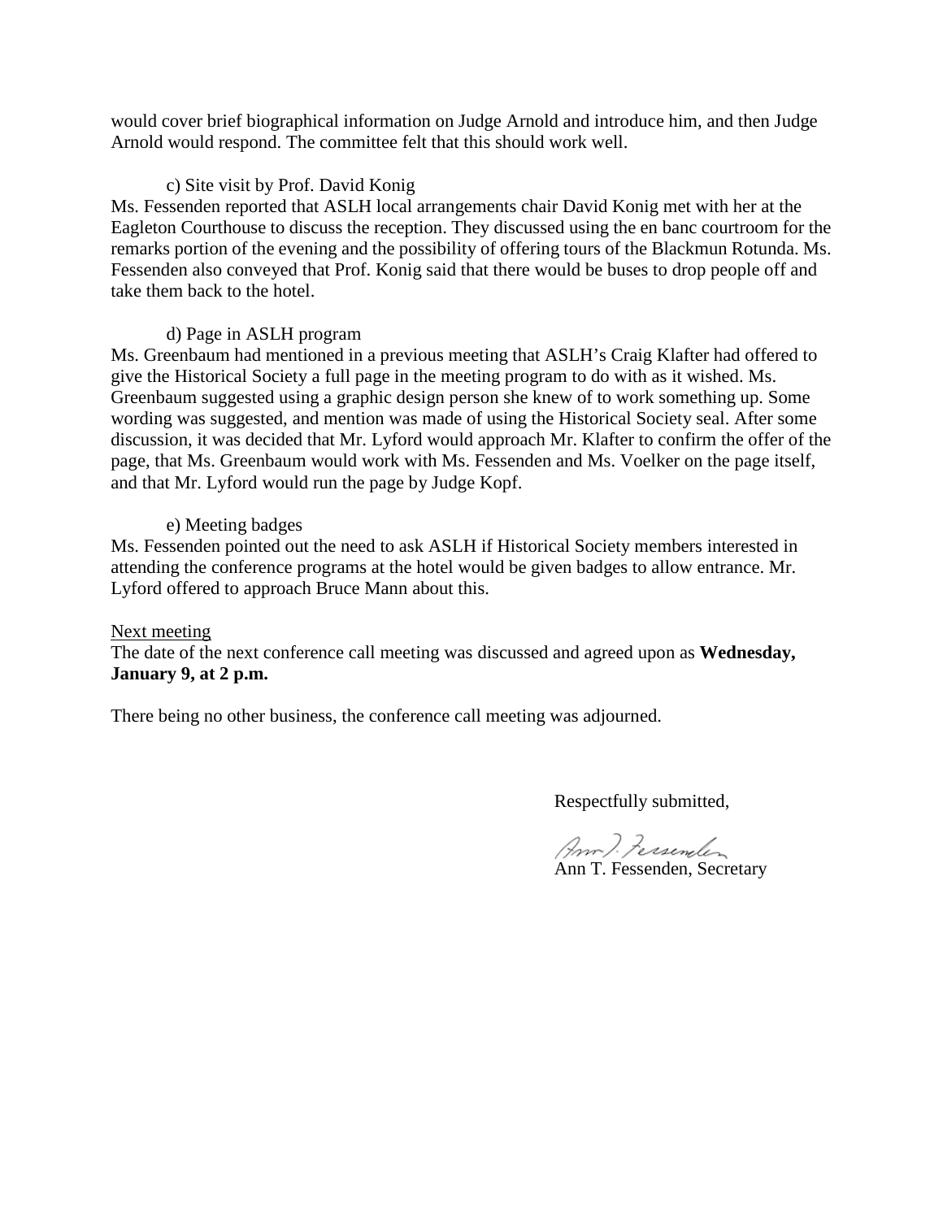would cover brief biographical information on Judge Arnold and introduce him, and then Judge Arnold would respond. The committee felt that this should work well.

c) Site visit by Prof. David Konig

Ms. Fessenden reported that ASLH local arrangements chair David Konig met with her at the Eagleton Courthouse to discuss the reception. They discussed using the en banc courtroom for the remarks portion of the evening and the possibility of offering tours of the Blackmun Rotunda. Ms. Fessenden also conveyed that Prof. Konig said that there would be buses to drop people off and take them back to the hotel.

d) Page in ASLH program

Ms. Greenbaum had mentioned in a previous meeting that ASLH's Craig Klafter had offered to give the Historical Society a full page in the meeting program to do with as it wished. Ms. Greenbaum suggested using a graphic design person she knew of to work something up. Some wording was suggested, and mention was made of using the Historical Society seal. After some discussion, it was decided that Mr. Lyford would approach Mr. Klafter to confirm the offer of the page, that Ms. Greenbaum would work with Ms. Fessenden and Ms. Voelker on the page itself, and that Mr. Lyford would run the page by Judge Kopf.

e) Meeting badges

Ms. Fessenden pointed out the need to ask ASLH if Historical Society members interested in attending the conference programs at the hotel would be given badges to allow entrance. Mr. Lyford offered to approach Bruce Mann about this.

<u>Next meeting</u>

The date of the next conference call meeting was discussed and agreed upon as **Wednesday, January 9, at 2 p.m.**

There being no other business, the conference call meeting was adjourned.

Respectfully submitted,

Ann T. Fessenden, Secretary